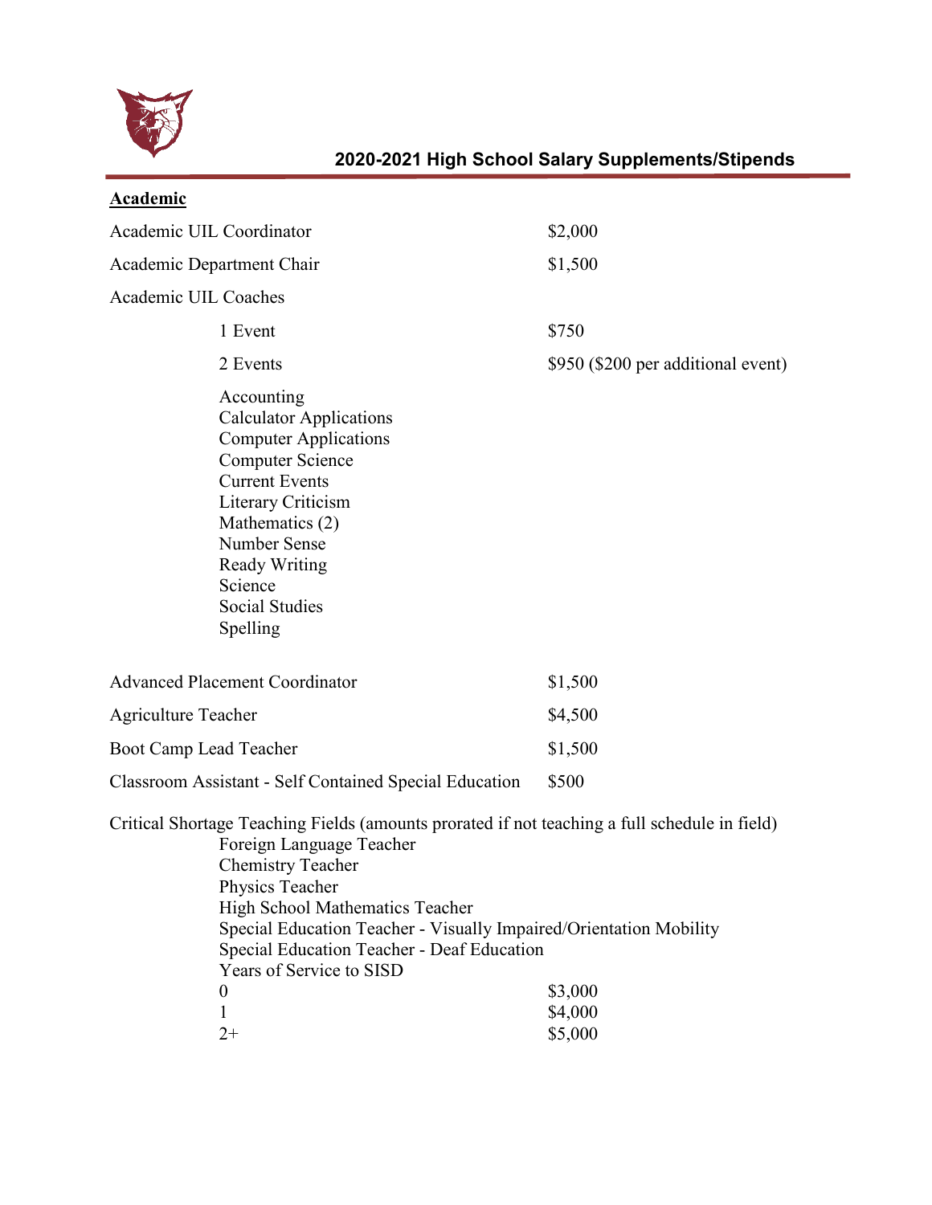# 2020-2021 High School Salary Supplements/Stipends

**Academic**

| | |
|---|---|
| Academic UIL Coordinator | $2,000 |
| Academic Department Chair | $1,500 |
| Academic UIL Coaches | |
| 1 Event | $750 |
| 2 Events | $950 ($200 per additional event) |

- Accounting
- Calculator Applications
- Computer Applications
- Computer Science
- Current Events
- Literary Criticism
- Mathematics (2)
- Number Sense
- Ready Writing
- Science
- Social Studies
- Spelling

| | |
|---|---|
| Advanced Placement Coordinator | $1,500 |
| Agriculture Teacher | $4,500 |
| Boot Camp Lead Teacher | $1,500 |
| Classroom Assistant - Self Contained Special Education | $500 |

Critical Shortage Teaching Fields (amounts prorated if not teaching a full schedule in field)

- Foreign Language Teacher
- Chemistry Teacher
- Physics Teacher
- High School Mathematics Teacher
- Special Education Teacher - Visually Impaired/Orientation Mobility
- Special Education Teacher - Deaf Education

Years of Service to SISD

| | |
|---|---|
| 0 | $3,000 |
| 1 | $4,000 |
| 2+ | $5,000 |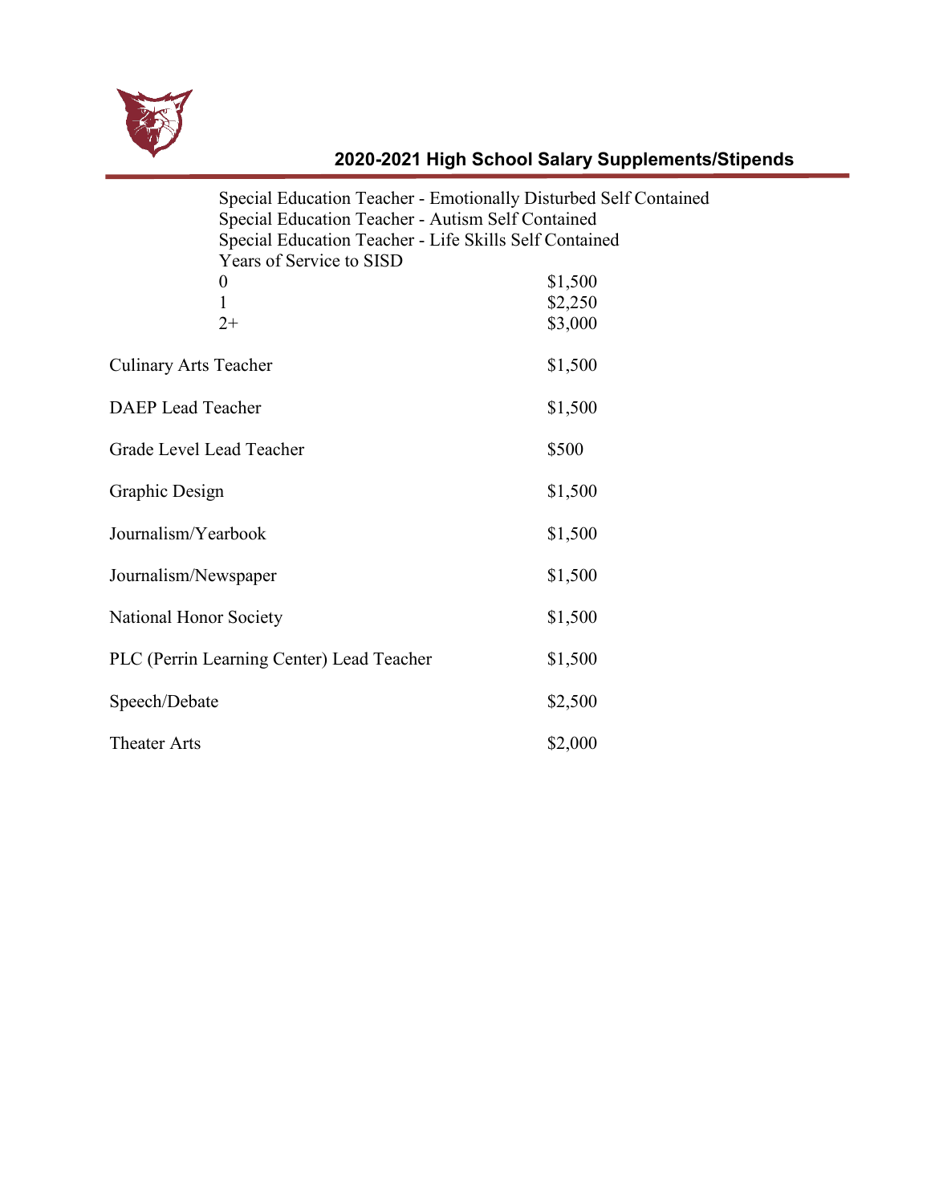## 2020-2021 High School Salary Supplements/Stipends

| | |
|---|---|
| Special Education Teacher - Emotionally Disturbed Self Contained<br>Special Education Teacher - Autism Self Contained<br>Special Education Teacher - Life Skills Self Contained<br>Years of Service to SISD | |
| 0 | $1,500 |
| 1 | $2,250 |
| 2+ | $3,000 |
| Culinary Arts Teacher | $1,500 |
| DAEP Lead Teacher | $1,500 |
| Grade Level Lead Teacher | $500 |
| Graphic Design | $1,500 |
| Journalism/Yearbook | $1,500 |
| Journalism/Newspaper | $1,500 |
| National Honor Society | $1,500 |
| PLC (Perrin Learning Center) Lead Teacher | $1,500 |
| Speech/Debate | $2,500 |
| Theater Arts | $2,000 |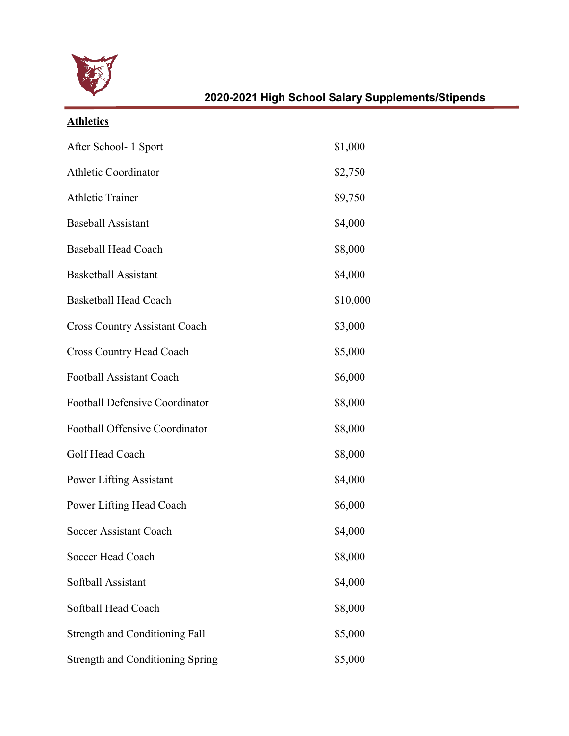## 2020-2021 High School Salary Supplements/Stipends

**Athletics**

| | |
|---|---|
| After School- 1 Sport | $1,000 |
| Athletic Coordinator | $2,750 |
| Athletic Trainer | $9,750 |
| Baseball Assistant | $4,000 |
| Baseball Head Coach | $8,000 |
| Basketball Assistant | $4,000 |
| Basketball Head Coach | $10,000 |
| Cross Country Assistant Coach | $3,000 |
| Cross Country Head Coach | $5,000 |
| Football Assistant Coach | $6,000 |
| Football Defensive Coordinator | $8,000 |
| Football Offensive Coordinator | $8,000 |
| Golf Head Coach | $8,000 |
| Power Lifting Assistant | $4,000 |
| Power Lifting Head Coach | $6,000 |
| Soccer Assistant Coach | $4,000 |
| Soccer Head Coach | $8,000 |
| Softball Assistant | $4,000 |
| Softball Head Coach | $8,000 |
| Strength and Conditioning Fall | $5,000 |
| Strength and Conditioning Spring | $5,000 |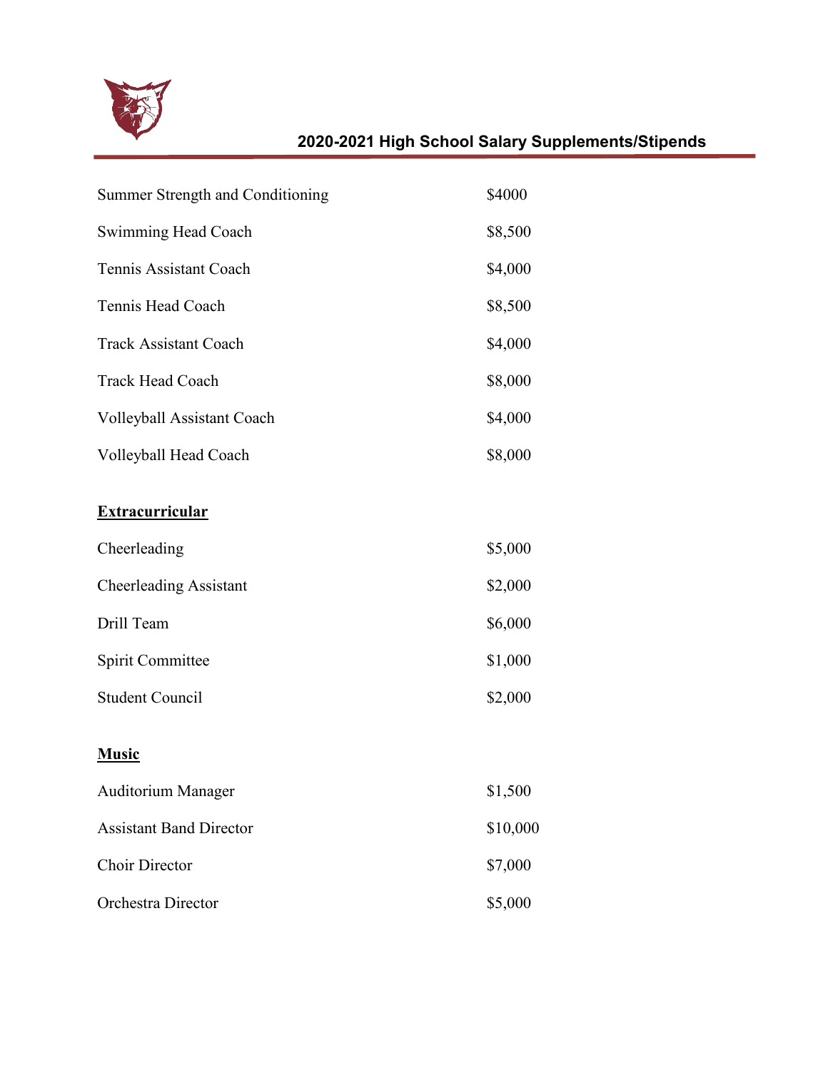## 2020-2021 High School Salary Supplements/Stipends

| | |
|---|---|
| Summer Strength and Conditioning | $4000 |
| Swimming Head Coach | $8,500 |
| Tennis Assistant Coach | $4,000 |
| Tennis Head Coach | $8,500 |
| Track Assistant Coach | $4,000 |
| Track Head Coach | $8,000 |
| Volleyball Assistant Coach | $4,000 |
| Volleyball Head Coach | $8,000 |

**Extracurricular**

| | |
|---|---|
| Cheerleading | $5,000 |
| Cheerleading Assistant | $2,000 |
| Drill Team | $6,000 |
| Spirit Committee | $1,000 |
| Student Council | $2,000 |

**Music**

| | |
|---|---|
| Auditorium Manager | $1,500 |
| Assistant Band Director | $10,000 |
| Choir Director | $7,000 |
| Orchestra Director | $5,000 |